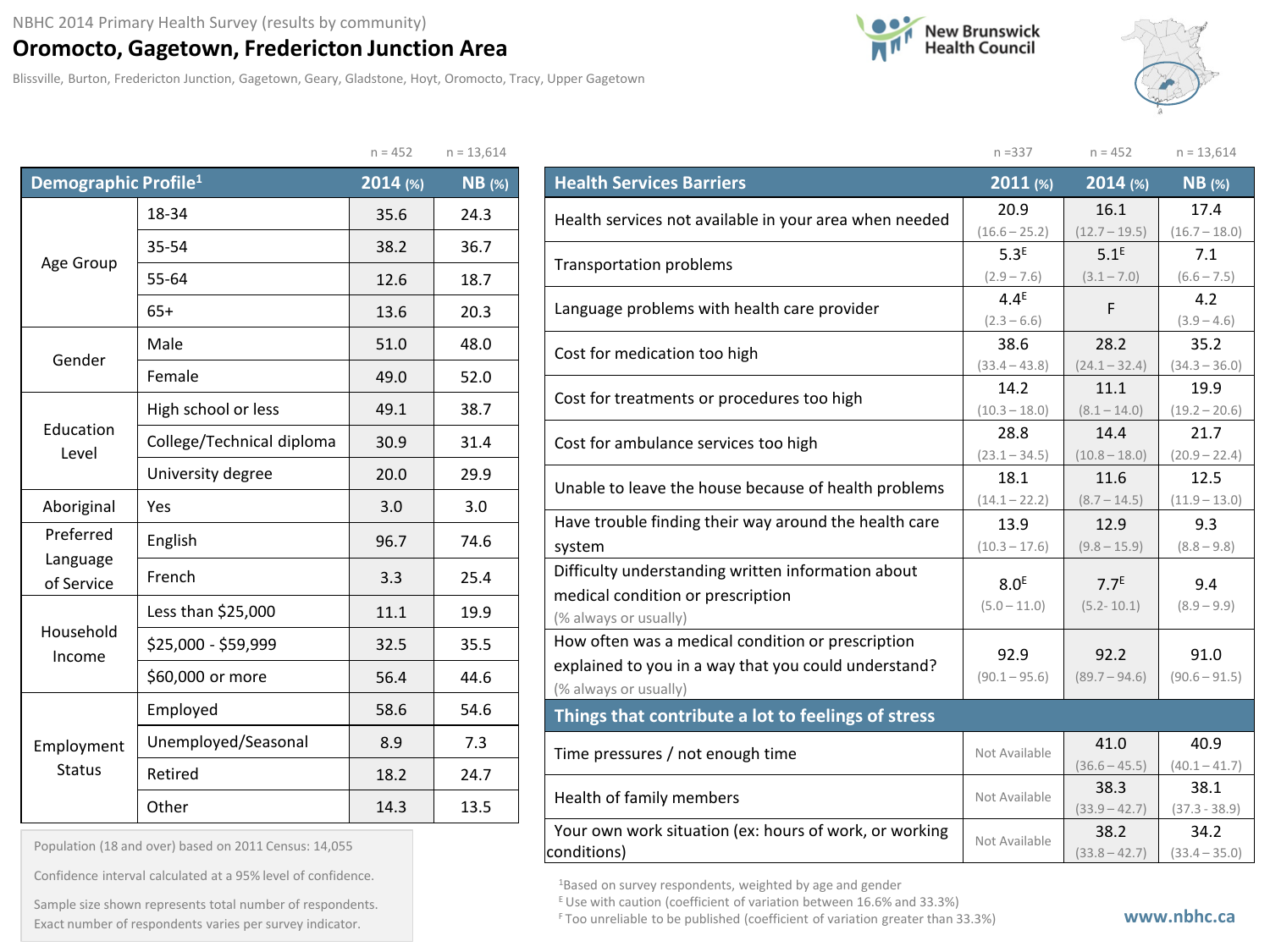NBHC 2014 Primary Health Survey (results by community)

# Oromocto, Gagetown, Fredericton Junction Area

Blissville, Burton, Fredericton Junction, Gagetown, Geary, Gladstone, Hoyt, Oromocto, Tracy, Upper Gagetown

New Brunswick Health Council

| Demographic Profile[1] | | 2014 (%) n = 452 | NB (%) n = 13,614 |
|---|---|---|---|
| Age Group | 18-34 | 35.6 | 24.3 |
| | 35-54 | 38.2 | 36.7 |
| | 55-64 | 12.6 | 18.7 |
| | 65+ | 13.6 | 20.3 |
| Gender | Male | 51.0 | 48.0 |
| | Female | 49.0 | 52.0 |
| Education Level | High school or less | 49.1 | 38.7 |
| | College/Technical diploma | 30.9 | 31.4 |
| | University degree | 20.0 | 29.9 |
| Aboriginal | Yes | 3.0 | 3.0 |
| Preferred Language of Service | English | 96.7 | 74.6 |
| | French | 3.3 | 25.4 |
| Household Income | Less than $25,000 | 11.1 | 19.9 |
| | $25,000 - $59,999 | 32.5 | 35.5 |
| | $60,000 or more | 56.4 | 44.6 |
| Employment Status | Employed | 58.6 | 54.6 |
| | Unemployed/Seasonal | 8.9 | 7.3 |
| | Retired | 18.2 | 24.7 |
| | Other | 14.3 | 13.5 |

Population (18 and over) based on 2011 Census: 14,055

Confidence interval calculated at a 95% level of confidence.

Sample size shown represents total number of respondents. Exact number of respondents varies per survey indicator.

| Health Services Barriers | 2011 (%) n =337 | 2014 (%) n = 452 | NB (%) n = 13,614 |
|---|---|---|---|
| Health services not available in your area when needed | 20.9 (16.6 – 25.2) | 16.1 (12.7 – 19.5) | 17.4 (16.7 – 18.0) |
| Transportation problems | 5.3[E] (2.9 – 7.6) | 5.1[E] (3.1 – 7.0) | 7.1 (6.6 – 7.5) |
| Language problems with health care provider | 4.4[E] (2.3 – 6.6) | F | 4.2 (3.9 – 4.6) |
| Cost for medication too high | 38.6 (33.4 – 43.8) | 28.2 (24.1 – 32.4) | 35.2 (34.3 – 36.0) |
| Cost for treatments or procedures too high | 14.2 (10.3 – 18.0) | 11.1 (8.1 – 14.0) | 19.9 (19.2 – 20.6) |
| Cost for ambulance services too high | 28.8 (23.1 – 34.5) | 14.4 (10.8 – 18.0) | 21.7 (20.9 – 22.4) |
| Unable to leave the house because of health problems | 18.1 (14.1 – 22.2) | 11.6 (8.7 – 14.5) | 12.5 (11.9 – 13.0) |
| Have trouble finding their way around the health care system | 13.9 (10.3 – 17.6) | 12.9 (9.8 – 15.9) | 9.3 (8.8 – 9.8) |
| Difficulty understanding written information about medical condition or prescription (% always or usually) | 8.0[E] (5.0 – 11.0) | 7.7[E] (5.2- 10.1) | 9.4 (8.9 – 9.9) |
| How often was a medical condition or prescription explained to you in a way that you could understand? (% always or usually) | 92.9 (90.1 – 95.6) | 92.2 (89.7 – 94.6) | 91.0 (90.6 – 91.5) |
| **Things that contribute a lot to feelings of stress** | | | |
| Time pressures / not enough time | Not Available | 41.0 (36.6 – 45.5) | 40.9 (40.1 – 41.7) |
| Health of family members | Not Available | 38.3 (33.9 – 42.7) | 38.1 (37.3 - 38.9) |
| Your own work situation (ex: hours of work, or working conditions) | Not Available | 38.2 (33.8 – 42.7) | 34.2 (33.4 – 35.0) |

[1]Based on survey respondents, weighted by age and gender

[E] Use with caution (coefficient of variation between 16.6% and 33.3%)

[F] Too unreliable to be published (coefficient of variation greater than 33.3%)

www.nbhc.ca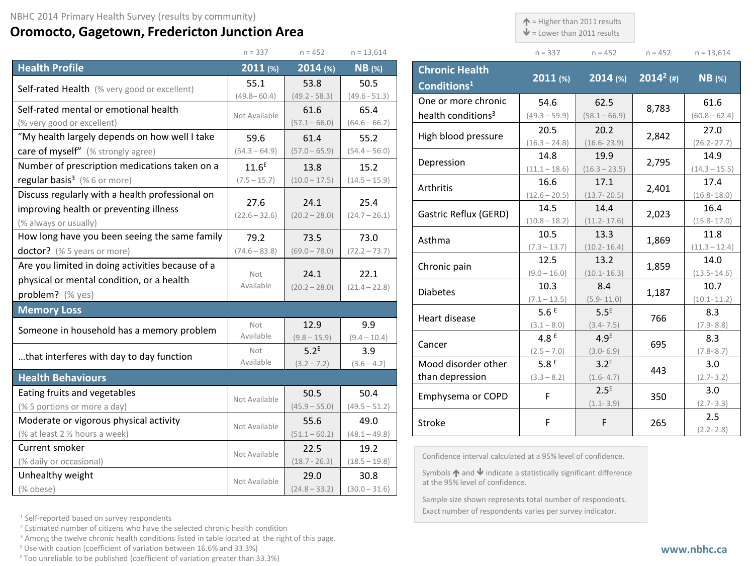NBHC 2014 Primary Health Survey (results by community)

# Oromocto, Gagetown, Fredericton Junction Area

| Health Profile | 2011 (%) n = 337 | 2014 (%) n = 452 | NB (%) n = 13,614 |
|---|---|---|---|
| Self-rated Health (% very good or excellent) | 55.1 (49.8– 60.4) | 53.8 (49.2 - 58.3) | 50.5 (49.6 - 51.3) |
| Self-rated mental or emotional health (% very good or excellent) | Not Available | 61.6 (57.1 – 66.0) | 65.4 (64.6 – 66.2) |
| "My health largely depends on how well I take care of myself" (% strongly agree) | 59.6 (54.3 – 64.9) | 61.4 (57.0 – 65.9) | 55.2 (54.4 – 56.0) |
| Number of prescription medications taken on a regular basis[3] (% 6 or more) | 11.6[E] (7.5 – 15.7) | 13.8 (10.0 – 17.5) | 15.2 (14.5 – 15.9) |
| Discuss regularly with a health professional on improving health or preventing illness (% always or usually) | 27.6 (22.6 – 32.6) | 24.1 (20.2 – 28.0) | 25.4 (24.7 – 26.1) |
| How long have you been seeing the same family doctor? (% 5 years or more) | 79.2 (74.6 – 83.8) | 73.5 (69.0 – 78.0) | 73.0 (72.2 – 73.7) |
| Are you limited in doing activities because of a physical or mental condition, or a health problem? (% yes) | Not Available | 24.1 (20.2 – 28.0) | 22.1 (21.4 – 22.8) |
| **Memory Loss** | | | |
| Someone in household has a memory problem | Not Available | 12.9 (9.8 – 15.9) | 9.9 (9.4 – 10.4) |
| …that interferes with day to day function | Not Available | 5.2[E] (3.2 – 7.2) | 3.9 (3.6 – 4.2) |
| **Health Behaviours** | | | |
| Eating fruits and vegetables (% 5 portions or more a day) | Not Available | 50.5 (45.9 – 55.0) | 50.4 (49.5 – 51.2) |
| Moderate or vigorous physical activity (% at least 2 ½ hours a week) | Not Available | 55.6 (51.1 – 60.2) | 49.0 (48.1 – 49.8) |
| Current smoker (% daily or occasional) | Not Available | 22.5 (18.7 - 26.3) | 19.2 (18.5 – 19.8) |
| Unhealthy weight (% obese) | Not Available | 29.0 (24.8 – 33.2) | 30.8 (30.0 – 31.6) |

↑ = Higher than 2011 results
↓ = Lower than 2011 results

| Chronic Health Conditions[1] | 2011 (%) n = 337 | 2014 (%) n = 452 | 2014[2] (#) n = 452 | NB (%) n = 13,614 |
|---|---|---|---|---|
| One or more chronic health conditions[3] | 54.6 (49.3 – 59.9) | 62.5 (58.1 – 66.9) | 8,783 | 61.6 (60.8 – 62.4) |
| High blood pressure | 20.5 (16.3 – 24.8) | 20.2 (16.6- 23.9) | 2,842 | 27.0 (26.2- 27.7) |
| Depression | 14.8 (11.1 – 18.6) | 19.9 (16.3 – 23.5) | 2,795 | 14.9 (14.3 – 15.5) |
| Arthritis | 16.6 (12.6 – 20.5) | 17.1 (13.7- 20.5) | 2,401 | 17.4 (16.8- 18.0) |
| Gastric Reflux (GERD) | 14.5 (10.8 – 18.2) | 14.4 (11.2- 17.6) | 2,023 | 16.4 (15.8- 17.0) |
| Asthma | 10.5 (7.3 – 13.7) | 13.3 (10.2- 16.4) | 1,869 | 11.8 (11.3 – 12.4) |
| Chronic pain | 12.5 (9.0 – 16.0) | 13.2 (10.1- 16.3) | 1,859 | 14.0 (13.5- 14.6) |
| Diabetes | 10.3 (7.1 – 13.5) | 8.4 (5.9- 11.0) | 1,187 | 10.7 (10.1- 11.2) |
| Heart disease | 5.6[E] (3.1 – 8.0) | 5.5[E] (3.4- 7.5) | 766 | 8.3 (7.9- 8.8) |
| Cancer | 4.8[E] (2.5 – 7.0) | 4.9[E] (3.0- 6.9) | 695 | 8.3 (7.8- 8.7) |
| Mood disorder other than depression | 5.8[E] (3.3 – 8.2) | 3.2[E] (1.6- 4.7) | 443 | 3.0 (2.7- 3.2) |
| Emphysema or COPD | F | 2.5[E] (1.1- 3.9) | 350 | 3.0 (2.7- 3.3) |
| Stroke | F | F | 265 | 2.5 (2.2- 2.8) |

Confidence interval calculated at a 95% level of confidence.

Symbols ↑ and ↓ indicate a statistically significant difference at the 95% level of confidence.

Sample size shown represents total number of respondents. Exact number of respondents varies per survey indicator.

[1] Self-reported based on survey respondents
[2] Estimated number of citizens who have the selected chronic health condition
[3] Among the twelve chronic health conditions listed in table located at the right of this page.
[E] Use with caution (coefficient of variation between 16.6% and 33.3%)
[F] Too unreliable to be published (coefficient of variation greater than 33.3%)

www.nbhc.ca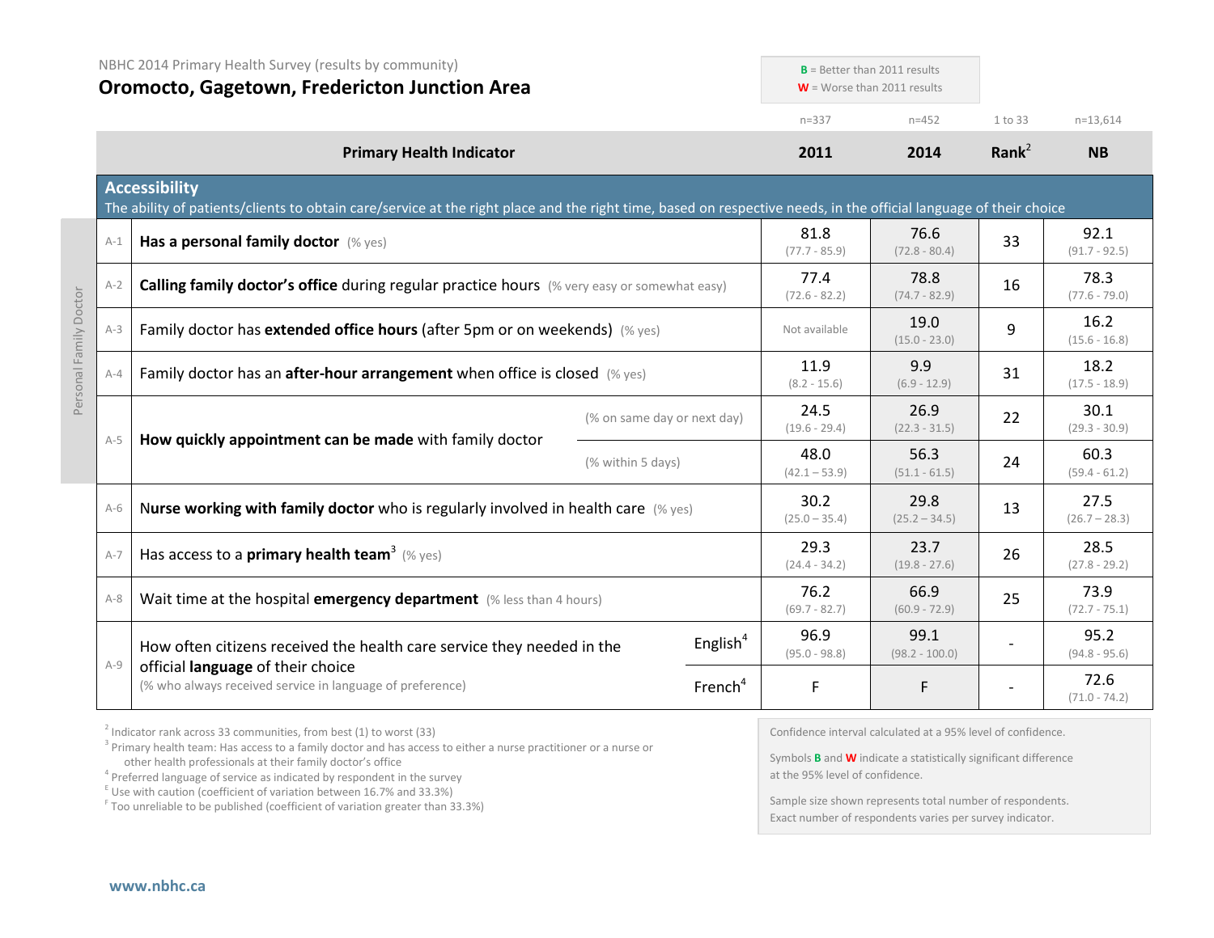NBHC 2014 Primary Health Survey (results by community)

# Oromocto, Gagetown, Fredericton Junction Area

**B** = Better than 2011 results
**W** = Worse than 2011 results

| | Primary Health Indicator | | 2011 (n=337) | 2014 (n=452) | Rank[2] (1 to 33) | NB (n=13,614) |
|---|---|---|---|---|---|---|
| **Accessibility** – The ability of patients/clients to obtain care/service at the right place and the right time, based on respective needs, in the official language of their choice | | | | | | |
| A-1 | **Has a personal family doctor** (% yes) | | 81.8 (77.7 - 85.9) | 76.6 (72.8 - 80.4) | 33 | 92.1 (91.7 - 92.5) |
| A-2 | **Calling family doctor's office** during regular practice hours (% very easy or somewhat easy) | | 77.4 (72.6 - 82.2) | 78.8 (74.7 - 82.9) | 16 | 78.3 (77.6 - 79.0) |
| A-3 | Family doctor has **extended office hours** (after 5pm or on weekends) (% yes) | | Not available | 19.0 (15.0 - 23.0) | 9 | 16.2 (15.6 - 16.8) |
| A-4 | Family doctor has an **after-hour arrangement** when office is closed (% yes) | | 11.9 (8.2 - 15.6) | 9.9 (6.9 - 12.9) | 31 | 18.2 (17.5 - 18.9) |
| A-5 | **How quickly appointment can be made** with family doctor | (% on same day or next day) | 24.5 (19.6 - 29.4) | 26.9 (22.3 - 31.5) | 22 | 30.1 (29.3 - 30.9) |
| | | (% within 5 days) | 48.0 (42.1 – 53.9) | 56.3 (51.1 - 61.5) | 24 | 60.3 (59.4 - 61.2) |
| A-6 | **Nurse working with family doctor** who is regularly involved in health care (% yes) | | 30.2 (25.0 – 35.4) | 29.8 (25.2 – 34.5) | 13 | 27.5 (26.7 – 28.3) |
| A-7 | Has access to a **primary health team**[3] (% yes) | | 29.3 (24.4 - 34.2) | 23.7 (19.8 - 27.6) | 26 | 28.5 (27.8 - 29.2) |
| A-8 | Wait time at the hospital **emergency department** (% less than 4 hours) | | 76.2 (69.7 - 82.7) | 66.9 (60.9 - 72.9) | 25 | 73.9 (72.7 - 75.1) |
| A-9 | How often citizens received the health care service they needed in the official **language** of their choice (% who always received service in language of preference) | English[4] | 96.9 (95.0 - 98.8) | 99.1 (98.2 - 100.0) | - | 95.2 (94.8 - 95.6) |
| | | French[4] | F | F | - | 72.6 (71.0 - 74.2) |

Personal Family Doctor: A-1 to A-5

[2] Indicator rank across 33 communities, from best (1) to worst (33)
[3] Primary health team: Has access to a family doctor and has access to either a nurse practitioner or a nurse or other health professionals at their family doctor's office
[4] Preferred language of service as indicated by respondent in the survey
[E] Use with caution (coefficient of variation between 16.7% and 33.3%)
[F] Too unreliable to be published (coefficient of variation greater than 33.3%)

Confidence interval calculated at a 95% level of confidence.

Symbols **B** and **W** indicate a statistically significant difference at the 95% level of confidence.

Sample size shown represents total number of respondents. Exact number of respondents varies per survey indicator.

www.nbhc.ca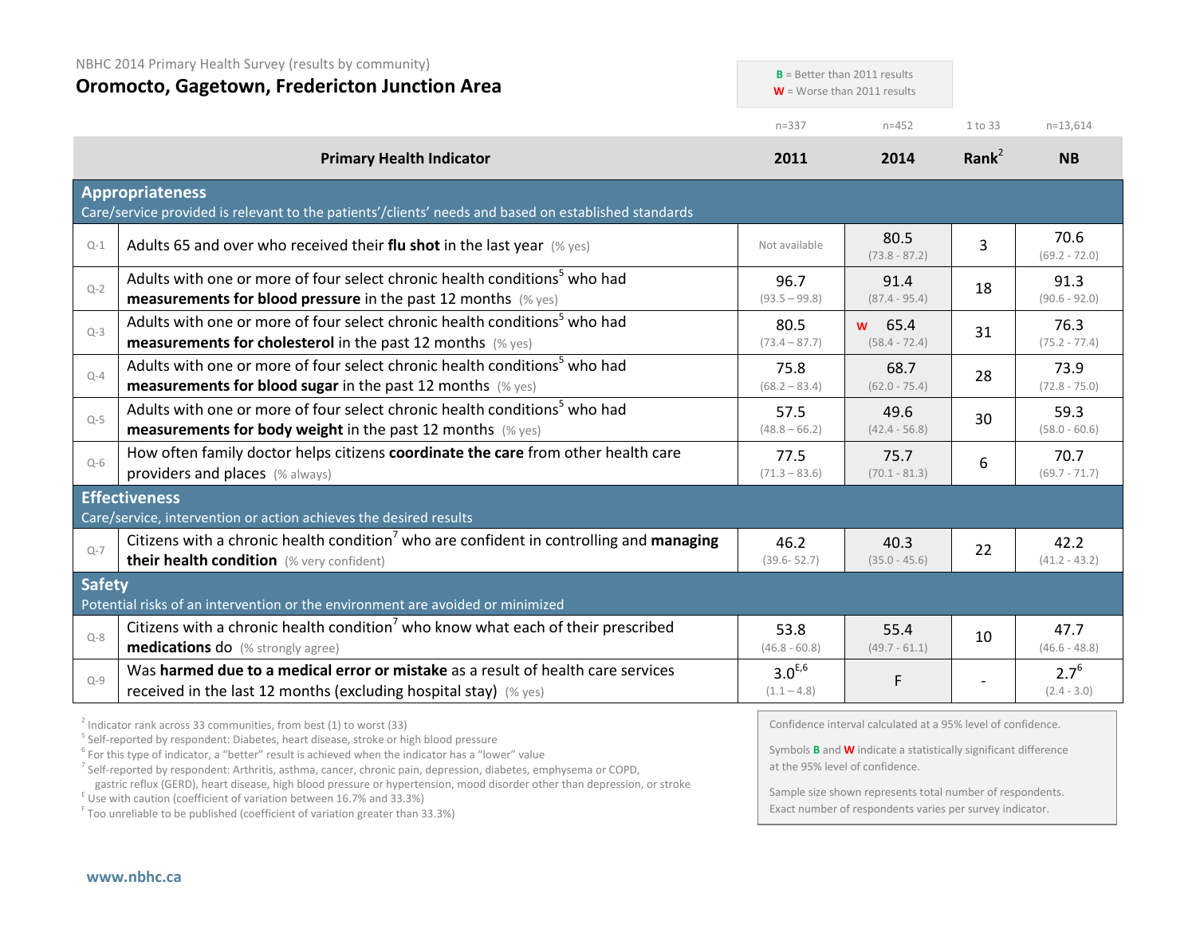NBHC 2014 Primary Health Survey (results by community)

# Oromocto, Gagetown, Fredericton Junction Area

**B** = Better than 2011 results
**W** = Worse than 2011 results

| | Primary Health Indicator | 2011 (n=337) | 2014 (n=452) | Rank[2] (1 to 33) | NB (n=13,614) |
|---|---|---|---|---|---|
| | **Appropriateness** Care/service provided is relevant to the patients'/clients' needs and based on established standards | | | | |
| Q-1 | Adults 65 and over who received their **flu shot** in the last year (% yes) | Not available | 80.5 (73.8 - 87.2) | 3 | 70.6 (69.2 - 72.0) |
| Q-2 | Adults with one or more of four select chronic health conditions[5] who had **measurements for blood pressure** in the past 12 months (% yes) | 96.7 (93.5 – 99.8) | 91.4 (87.4 - 95.4) | 18 | 91.3 (90.6 - 92.0) |
| Q-3 | Adults with one or more of four select chronic health conditions[5] who had **measurements for cholesterol** in the past 12 months (% yes) | 80.5 (73.4 – 87.7) | W 65.4 (58.4 - 72.4) | 31 | 76.3 (75.2 - 77.4) |
| Q-4 | Adults with one or more of four select chronic health conditions[5] who had **measurements for blood sugar** in the past 12 months (% yes) | 75.8 (68.2 – 83.4) | 68.7 (62.0 - 75.4) | 28 | 73.9 (72.8 - 75.0) |
| Q-5 | Adults with one or more of four select chronic health conditions[5] who had **measurements for body weight** in the past 12 months (% yes) | 57.5 (48.8 – 66.2) | 49.6 (42.4 - 56.8) | 30 | 59.3 (58.0 - 60.6) |
| Q-6 | How often family doctor helps citizens **coordinate the care** from other health care providers and places (% always) | 77.5 (71.3 – 83.6) | 75.7 (70.1 - 81.3) | 6 | 70.7 (69.7 - 71.7) |
| | **Effectiveness** Care/service, intervention or action achieves the desired results | | | | |
| Q-7 | Citizens with a chronic health condition[7] who are confident in controlling and **managing their health condition** (% very confident) | 46.2 (39.6- 52.7) | 40.3 (35.0 - 45.6) | 22 | 42.2 (41.2 - 43.2) |
| | **Safety** Potential risks of an intervention or the environment are avoided or minimized | | | | |
| Q-8 | Citizens with a chronic health condition[7] who know what each of their prescribed **medications** do (% strongly agree) | 53.8 (46.8 - 60.8) | 55.4 (49.7 - 61.1) | 10 | 47.7 (46.6 - 48.8) |
| Q-9 | Was **harmed due to a medical error or mistake** as a result of health care services received in the last 12 months (excluding hospital stay) (% yes) | 3.0[E,6] (1.1 – 4.8) | F | - | 2.7[6] (2.4 - 3.0) |

[2] Indicator rank across 33 communities, from best (1) to worst (33)
[5] Self-reported by respondent: Diabetes, heart disease, stroke or high blood pressure
[6] For this type of indicator, a "better" result is achieved when the indicator has a "lower" value
[7] Self-reported by respondent: Arthritis, asthma, cancer, chronic pain, depression, diabetes, emphysema or COPD, gastric reflux (GERD), heart disease, high blood pressure or hypertension, mood disorder other than depression, or stroke
[E] Use with caution (coefficient of variation between 16.7% and 33.3%)
[F] Too unreliable to be published (coefficient of variation greater than 33.3%)

Confidence interval calculated at a 95% level of confidence.

Symbols **B** and **W** indicate a statistically significant difference at the 95% level of confidence.

Sample size shown represents total number of respondents. Exact number of respondents varies per survey indicator.

www.nbhc.ca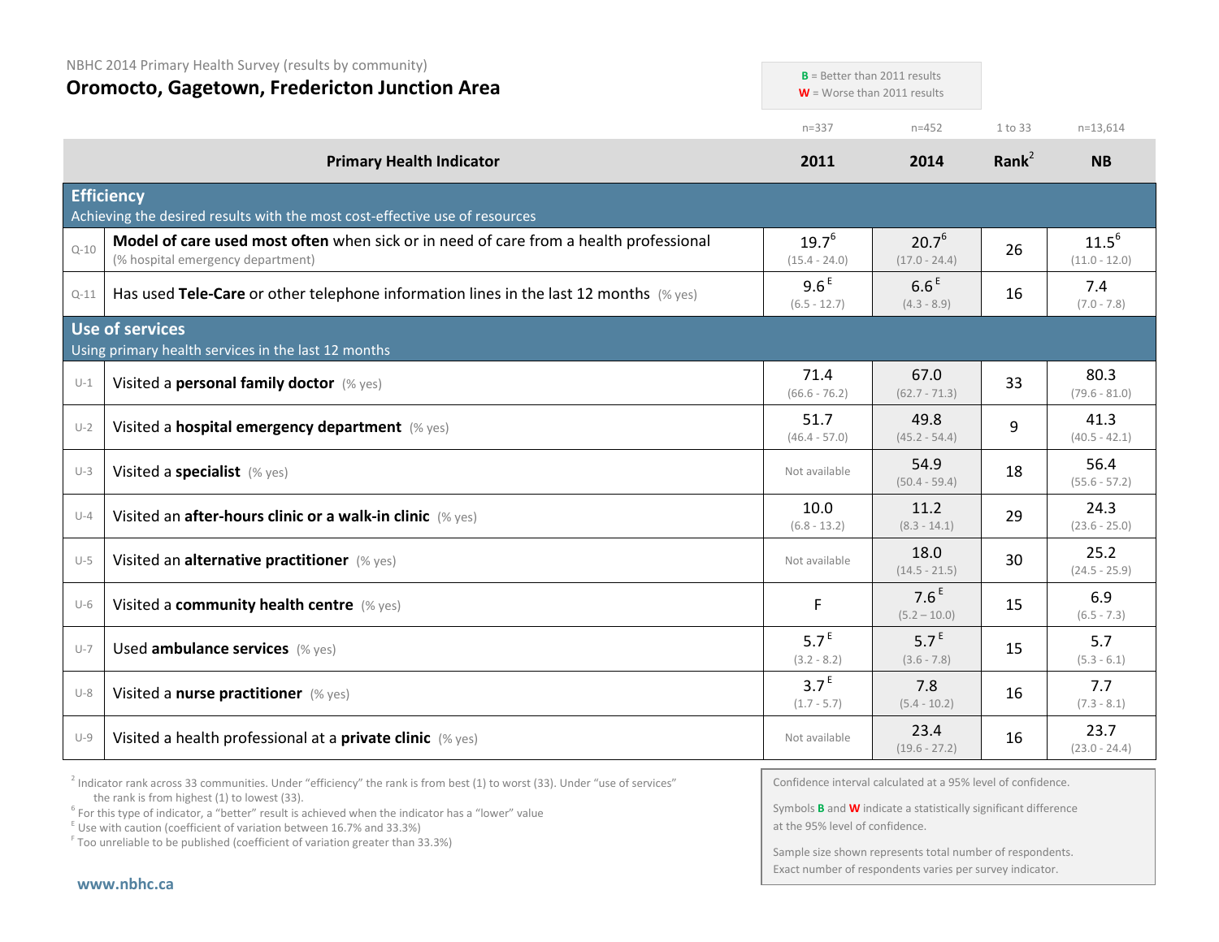NBHC 2014 Primary Health Survey (results by community)

# Oromocto, Gagetown, Fredericton Junction Area

**B** = Better than 2011 results
**W** = Worse than 2011 results

| | Primary Health Indicator | 2011 (n=337) | 2014 (n=452) | Rank[2] (1 to 33) | NB (n=13,614) |
|---|---|---|---|---|---|
| | **Efficiency** Achieving the desired results with the most cost-effective use of resources | | | | |
| Q-10 | **Model of care used most often** when sick or in need of care from a health professional (% hospital emergency department) | 19.7[6] (15.4 - 24.0) | 20.7[6] (17.0 - 24.4) | 26 | 11.5[6] (11.0 - 12.0) |
| Q-11 | Has used **Tele-Care** or other telephone information lines in the last 12 months (% yes) | 9.6 [E] (6.5 - 12.7) | 6.6 [E] (4.3 - 8.9) | 16 | 7.4 (7.0 - 7.8) |
| | **Use of services** Using primary health services in the last 12 months | | | | |
| U-1 | Visited a **personal family doctor** (% yes) | 71.4 (66.6 - 76.2) | 67.0 (62.7 - 71.3) | 33 | 80.3 (79.6 - 81.0) |
| U-2 | Visited a **hospital emergency department** (% yes) | 51.7 (46.4 - 57.0) | 49.8 (45.2 - 54.4) | 9 | 41.3 (40.5 - 42.1) |
| U-3 | Visited a **specialist** (% yes) | Not available | 54.9 (50.4 - 59.4) | 18 | 56.4 (55.6 - 57.2) |
| U-4 | Visited an **after-hours clinic or a walk-in clinic** (% yes) | 10.0 (6.8 - 13.2) | 11.2 (8.3 - 14.1) | 29 | 24.3 (23.6 - 25.0) |
| U-5 | Visited an **alternative practitioner** (% yes) | Not available | 18.0 (14.5 - 21.5) | 30 | 25.2 (24.5 - 25.9) |
| U-6 | Visited a **community health centre** (% yes) | F | 7.6 [E] (5.2 – 10.0) | 15 | 6.9 (6.5 - 7.3) |
| U-7 | Used **ambulance services** (% yes) | 5.7 [E] (3.2 - 8.2) | 5.7 [E] (3.6 - 7.8) | 15 | 5.7 (5.3 - 6.1) |
| U-8 | Visited a **nurse practitioner** (% yes) | 3.7 [E] (1.7 - 5.7) | 7.8 (5.4 - 10.2) | 16 | 7.7 (7.3 - 8.1) |
| U-9 | Visited a health professional at a **private clinic** (% yes) | Not available | 23.4 (19.6 - 27.2) | 16 | 23.7 (23.0 - 24.4) |

[2] Indicator rank across 33 communities. Under "efficiency" the rank is from best (1) to worst (33). Under "use of services" the rank is from highest (1) to lowest (33).
[6] For this type of indicator, a "better" result is achieved when the indicator has a "lower" value
[E] Use with caution (coefficient of variation between 16.7% and 33.3%)
[F] Too unreliable to be published (coefficient of variation greater than 33.3%)

Confidence interval calculated at a 95% level of confidence.

Symbols **B** and **W** indicate a statistically significant difference at the 95% level of confidence.

Sample size shown represents total number of respondents. Exact number of respondents varies per survey indicator.

**www.nbhc.ca**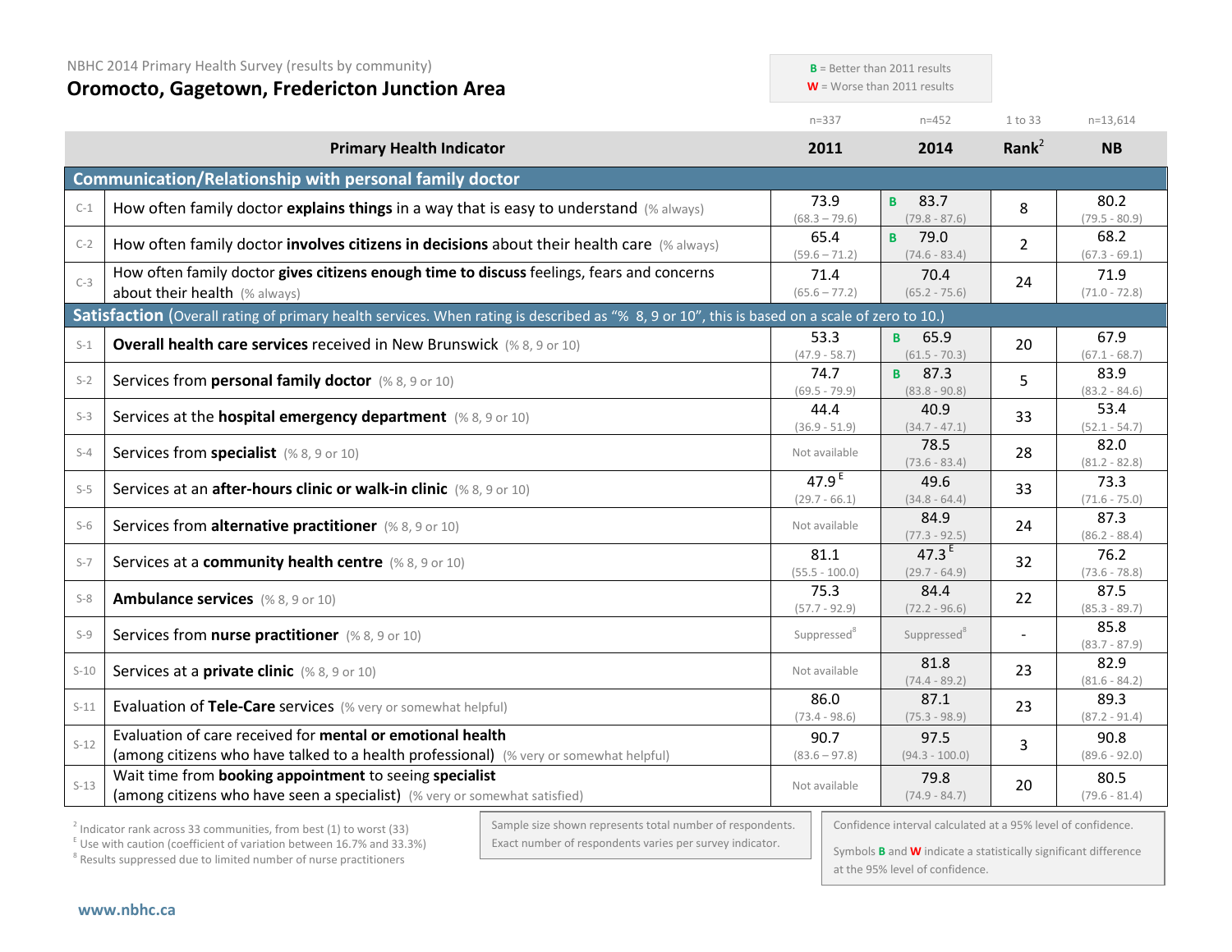NBHC 2014 Primary Health Survey (results by community)

# Oromocto, Gagetown, Fredericton Junction Area

**B** = Better than 2011 results
**W** = Worse than 2011 results

| | Primary Health Indicator | 2011 (n=337) | 2014 (n=452) | Rank[2] (1 to 33) | NB (n=13,614) |
|---|---|---|---|---|---|
| | **Communication/Relationship with personal family doctor** | | | | |
| C-1 | How often family doctor **explains things** in a way that is easy to understand (% always) | 73.9 (68.3 – 79.6) | B 83.7 (79.8 - 87.6) | 8 | 80.2 (79.5 - 80.9) |
| C-2 | How often family doctor **involves citizens in decisions** about their health care (% always) | 65.4 (59.6 – 71.2) | B 79.0 (74.6 - 83.4) | 2 | 68.2 (67.3 - 69.1) |
| C-3 | How often family doctor **gives citizens enough time to discuss** feelings, fears and concerns about their health (% always) | 71.4 (65.6 – 77.2) | 70.4 (65.2 - 75.6) | 24 | 71.9 (71.0 - 72.8) |
| | **Satisfaction** (Overall rating of primary health services. When rating is described as "% 8, 9 or 10", this is based on a scale of zero to 10.) | | | | |
| S-1 | **Overall health care services** received in New Brunswick (% 8, 9 or 10) | 53.3 (47.9 - 58.7) | B 65.9 (61.5 - 70.3) | 20 | 67.9 (67.1 - 68.7) |
| S-2 | Services from **personal family doctor** (% 8, 9 or 10) | 74.7 (69.5 - 79.9) | B 87.3 (83.8 - 90.8) | 5 | 83.9 (83.2 - 84.6) |
| S-3 | Services at the **hospital emergency department** (% 8, 9 or 10) | 44.4 (36.9 - 51.9) | 40.9 (34.7 - 47.1) | 33 | 53.4 (52.1 - 54.7) |
| S-4 | Services from **specialist** (% 8, 9 or 10) | Not available | 78.5 (73.6 - 83.4) | 28 | 82.0 (81.2 - 82.8) |
| S-5 | Services at an **after-hours clinic or walk-in clinic** (% 8, 9 or 10) | 47.9 E (29.7 - 66.1) | 49.6 (34.8 - 64.4) | 33 | 73.3 (71.6 - 75.0) |
| S-6 | Services from **alternative practitioner** (% 8, 9 or 10) | Not available | 84.9 (77.3 - 92.5) | 24 | 87.3 (86.2 - 88.4) |
| S-7 | Services at a **community health centre** (% 8, 9 or 10) | 81.1 (55.5 - 100.0) | 47.3 E (29.7 - 64.9) | 32 | 76.2 (73.6 - 78.8) |
| S-8 | **Ambulance services** (% 8, 9 or 10) | 75.3 (57.7 - 92.9) | 84.4 (72.2 - 96.6) | 22 | 87.5 (85.3 - 89.7) |
| S-9 | Services from **nurse practitioner** (% 8, 9 or 10) | Suppressed[8] | Suppressed[8] | - | 85.8 (83.7 - 87.9) |
| S-10 | Services at a **private clinic** (% 8, 9 or 10) | Not available | 81.8 (74.4 - 89.2) | 23 | 82.9 (81.6 - 84.2) |
| S-11 | Evaluation of **Tele-Care** services (% very or somewhat helpful) | 86.0 (73.4 - 98.6) | 87.1 (75.3 - 98.9) | 23 | 89.3 (87.2 - 91.4) |
| S-12 | Evaluation of care received for **mental or emotional health** (among citizens who have talked to a health professional) (% very or somewhat helpful) | 90.7 (83.6 - 97.8) | 97.5 (94.3 - 100.0) | 3 | 90.8 (89.6 - 92.0) |
| S-13 | Wait time from **booking appointment** to seeing **specialist** (among citizens who have seen a specialist) (% very or somewhat satisfied) | Not available | 79.8 (74.9 - 84.7) | 20 | 80.5 (79.6 - 81.4) |

[2] Indicator rank across 33 communities, from best (1) to worst (33)
E Use with caution (coefficient of variation between 16.7% and 33.3%)
[8] Results suppressed due to limited number of nurse practitioners

Sample size shown represents total number of respondents. Exact number of respondents varies per survey indicator.

Confidence interval calculated at a 95% level of confidence.

Symbols **B** and **W** indicate a statistically significant difference at the 95% level of confidence.

www.nbhc.ca